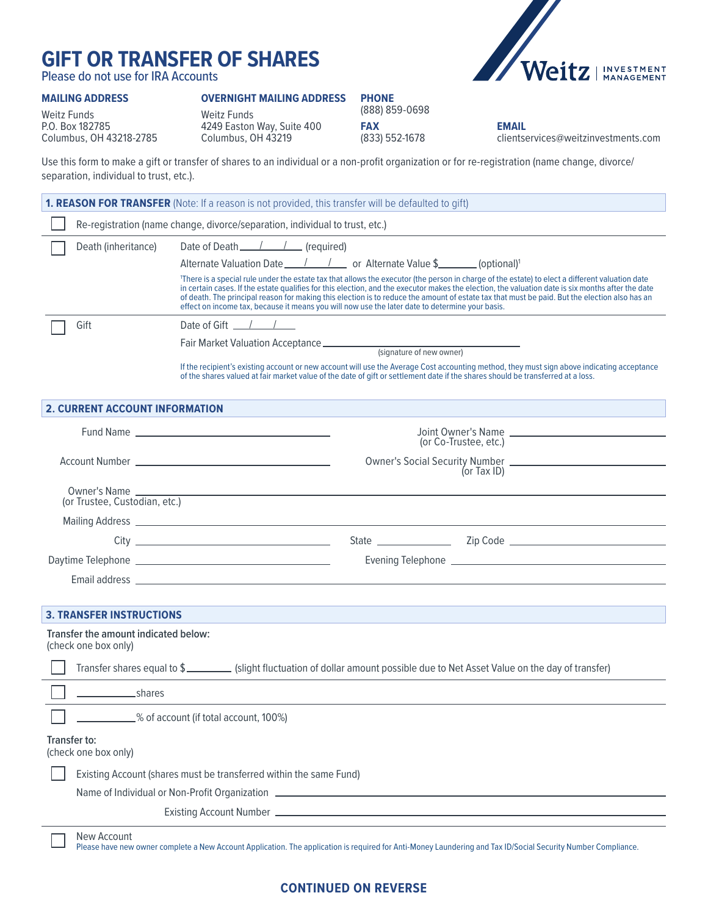# GIFT OR TRANSFER OF SHARES

Please do not use for IRA Accounts

**MAILING ADDRESS**
Weitz Funds
P.O. Box 182785
Columbus, OH 43218-2785

**OVERNIGHT MAILING ADDRESS**
Weitz Funds
4249 Easton Way, Suite 400
Columbus, OH 43219

**PHONE**
(888) 859-0698

**FAX**
(833) 552-1678

**EMAIL**
clientservices@weitzinvestments.com

Use this form to make a gift or transfer of shares to an individual or a non-profit organization or for re-registration (name change, divorce/separation, individual to trust, etc.).

## 1. REASON FOR TRANSFER (Note: If a reason is not provided, this transfer will be defaulted to gift)

☐ Re-registration (name change, divorce/separation, individual to trust, etc.)

☐ Death (inheritance) — Date of Death ____/____/____ (required)

Alternate Valuation Date ____/____/____ or Alternate Value $________ (optional)[1]

[1]There is a special rule under the estate tax that allows the executor (the person in charge of the estate) to elect a different valuation date in certain cases. If the estate qualifies for this election, and the executor makes the election, the valuation date is six months after the date of death. The principal reason for making this election is to reduce the amount of estate tax that must be paid. But the election also has an effect on income tax, because it means you will now use the later date to determine your basis.

☐ Gift — Date of Gift ____/____/____

Fair Market Valuation Acceptance ______________________________
(signature of new owner)

If the recipient's existing account or new account will use the Average Cost accounting method, they must sign above indicating acceptance of the shares valued at fair market value of the date of gift or settlement date if the shares should be transferred at a loss.

## 2. CURRENT ACCOUNT INFORMATION

Fund Name ______________________________

Joint Owner's Name (or Co-Trustee, etc.) ______________________________

Account Number ______________________________

Owner's Social Security Number (or Tax ID) ______________________________

Owner's Name (or Trustee, Custodian, etc.) ______________________________

Mailing Address ______________________________

City ______________________________ State __________ Zip Code ______________

Daytime Telephone ______________________________ Evening Telephone ______________________________

Email address ______________________________

## 3. TRANSFER INSTRUCTIONS

**Transfer the amount indicated below:**
(check one box only)

☐ Transfer shares equal to $________ (slight fluctuation of dollar amount possible due to Net Asset Value on the day of transfer)

☐ __________ shares

☐ __________ % of account (if total account, 100%)

**Transfer to:**
(check one box only)

☐ Existing Account (shares must be transferred within the same Fund)

Name of Individual or Non-Profit Organization ______________________________

Existing Account Number ______________________________

☐ New Account
Please have new owner complete a New Account Application. The application is required for Anti-Money Laundering and Tax ID/Social Security Number Compliance.

**CONTINUED ON REVERSE**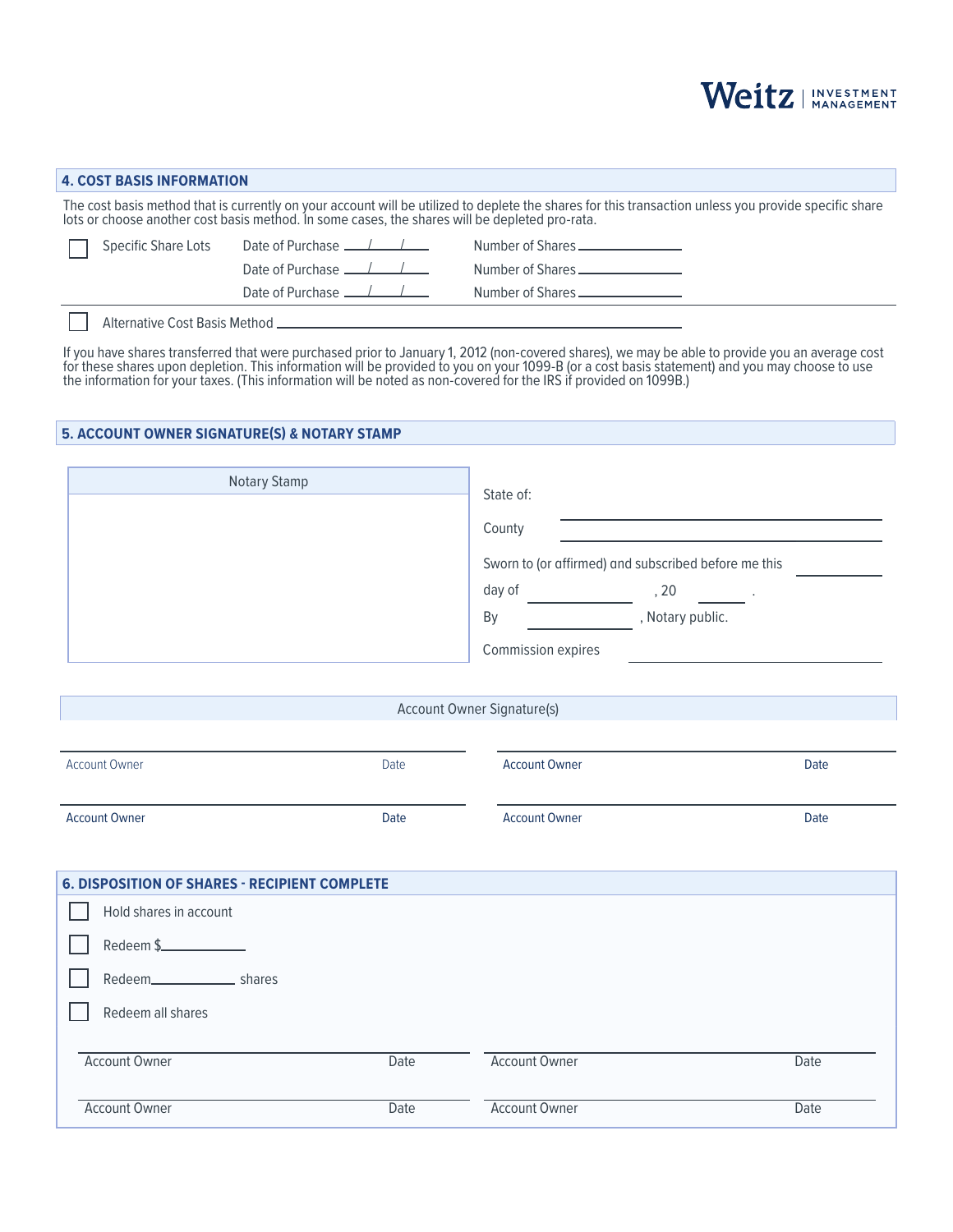## 4. COST BASIS INFORMATION

The cost basis method that is currently on your account will be utilized to deplete the shares for this transaction unless you provide specific share lots or choose another cost basis method. In some cases, the shares will be depleted pro-rata.

☐ Specific Share Lots

Date of Purchase \_\_\_/\_\_\_/\_\_\_ Number of Shares \_\_\_\_\_\_\_\_\_\_

Date of Purchase \_\_\_/\_\_\_/\_\_\_ Number of Shares \_\_\_\_\_\_\_\_\_\_

Date of Purchase \_\_\_/\_\_\_/\_\_\_ Number of Shares \_\_\_\_\_\_\_\_\_\_

☐ Alternative Cost Basis Method \_\_\_\_\_\_\_\_\_\_\_\_\_\_\_\_\_\_\_\_

If you have shares transferred that were purchased prior to January 1, 2012 (non-covered shares), we may be able to provide you an average cost for these shares upon depletion. This information will be provided to you on your 1099-B (or a cost basis statement) and you may choose to use the information for your taxes. (This information will be noted as non-covered for the IRS if provided on 1099B.)

## 5. ACCOUNT OWNER SIGNATURE(S) & NOTARY STAMP

Notary Stamp

State of: \_\_\_\_\_\_\_\_\_\_\_\_\_\_\_\_\_\_\_\_

County \_\_\_\_\_\_\_\_\_\_\_\_\_\_\_\_\_\_\_\_

Sworn to (or affirmed) and subscribed before me this \_\_\_\_\_\_\_\_

day of \_\_\_\_\_\_\_\_\_\_, 20 \_\_\_\_\_.

By \_\_\_\_\_\_\_\_\_\_, Notary public.

Commission expires \_\_\_\_\_\_\_\_\_\_\_\_\_\_\_\_\_\_\_\_

Account Owner Signature(s)

| | | | |
|---|---|---|---|
| Account Owner | Date | Account Owner | Date |
| Account Owner | Date | Account Owner | Date |

## 6. DISPOSITION OF SHARES - RECIPIENT COMPLETE

☐ Hold shares in account

☐ Redeem $\_\_\_\_\_\_\_\_\_\_

☐ Redeem\_\_\_\_\_\_\_\_\_\_ shares

☐ Redeem all shares

| | | | |
|---|---|---|---|
| Account Owner | Date | Account Owner | Date |
| Account Owner | Date | Account Owner | Date |